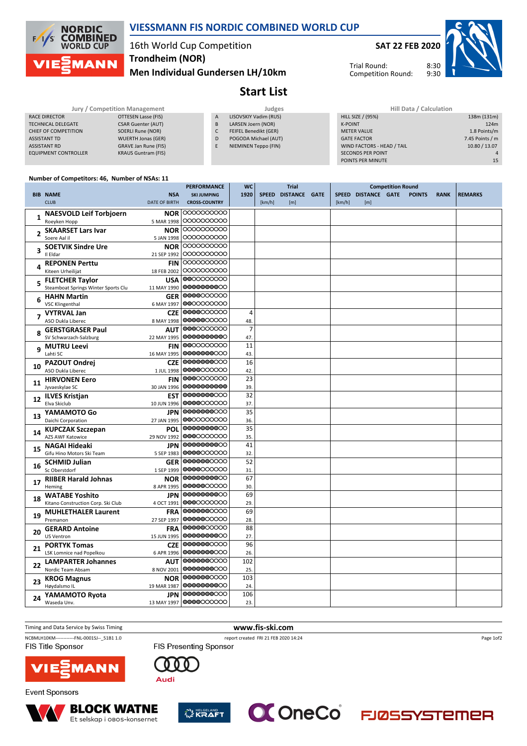# VIESSMANN FIS NORDIC COMBINED WORLD CUP

16th World Cup Competition
**Trondheim (NOR)**
**Men Individual Gundersen LH/10km**

**SAT 22 FEB 2020**

Trial Round: 8:30
Competition Round: 9:30

## Start List

| Jury / Competition Management | |
|---|---|
| RACE DIRECTOR | OTTESEN Lasse (FIS) |
| TECHNICAL DELEGATE | CSAR Guenter (AUT) |
| CHIEF OF COMPETITION | SOERLI Rune (NOR) |
| ASSISTANT TD | WUERTH Jonas (GER) |
| ASSISTANT RD | GRAVE Jan Rune (FIS) |
| EQUIPMENT CONTROLLER | KRAUS Guntram (FIS) |

| Judges | |
|---|---|
| A | LISOVSKIY Vadim (RUS) |
| B | LARSEN Joern (NOR) |
| C | FEIFEL Benedikt (GER) |
| D | POGODA Michael (AUT) |
| E | NIEMINEN Teppo (FIN) |

| Hill Data / Calculation | |
|---|---|
| HILL SIZE / (95%) | 138m (131m) |
| K-POINT | 124m |
| METER VALUE | 1.8 Points/m |
| GATE FACTOR | 7.45 Points / m |
| WIND FACTORS - HEAD / TAIL | 10.80 / 13.07 |
| SECONDS PER POINT | 4 |
| POINTS PER MINUTE | 15 |

Number of Competitors: 46, Number of NSAs: 11

| BIB | NAME / CLUB | NSA / DATE OF BIRTH | PERFORMANCE SKI JUMPING / CROSS-COUNTRY | WC 1920 | Trial SPEED [km/h] | Trial DISTANCE [m] | Trial GATE | Competition Round SPEED [km/h] | DISTANCE [m] | GATE | POINTS | RANK | REMARKS |
|---|---|---|---|---|---|---|---|---|---|---|---|---|---|
| 1 | NAESVOLD Leif Torbjoern<br>Roeyken Hopp | NOR<br>5 MAR 1998 | OOOOOOOOOO<br>OOOOOOOOOO | | | | | | | | | | |
| 2 | SKAARSET Lars Ivar<br>Soere Aal il | NOR<br>5 JAN 1998 | OOOOOOOOOO<br>OOOOOOOOOO | | | | | | | | | | |
| 3 | SOETVIK Sindre Ure<br>Il Eldar | NOR<br>21 SEP 1992 | OOOOOOOOOO<br>OOOOOOOOOO | | | | | | | | | | |
| 4 | REPONEN Perttu<br>Kiteen Urheilijat | FIN<br>18 FEB 2002 | OOOOOOOOOO<br>OOOOOOOOOO | | | | | | | | | | |
| 5 | FLETCHER Taylor<br>Steamboat Springs Winter Sports Clu | USA<br>11 MAY 1990 | ●OOOOOOOOO<br>●●●●●●●●OO | | | | | | | | | | |
| 6 | HAHN Martin<br>VSC Klingenthal | GER<br>6 MAY 1997 | ●●●●OOOOOO<br>●●OOOOOOOO | | | | | | | | | | |
| 7 | VYTRVAL Jan<br>ASO Dukla Liberec | CZE<br>8 MAY 1998 | ●●●●●OOOOO<br>●●●●●OOOOO | 4<br>48. | | | | | | | | | |
| 8 | GERSTGRASER Paul<br>SV Schwarzach-Salzburg | AUT<br>22 MAY 1995 | ●●●OOOOOOO<br>●●●●●●●●●O | 7<br>47. | | | | | | | | | |
| 9 | MUTRU Leevi<br>Lahti SC | FIN<br>16 MAY 1995 | ●●OOOOOOOO<br>●●●●●●●●OO | 11<br>43. | | | | | | | | | |
| 10 | PAZOUT Ondrej<br>ASO Dukla Liberec | CZE<br>1 JUL 1998 | ●●●●●●●OOO<br>●●●●●OOOOO | 16<br>42. | | | | | | | | | |
| 11 | HIRVONEN Eero<br>Jyvaeskylae SC | FIN<br>30 JAN 1996 | ●●●OOOOOOO<br>●●●●●●●●●● | 23<br>39. | | | | | | | | | |
| 12 | ILVES Kristjan<br>Elva Skiclub | EST<br>10 JUN 1996 | ●●●●●●●●OO<br>●●●●●OOOOO | 32<br>37. | | | | | | | | | |
| 13 | YAMAMOTO Go<br>Daichi Corporation | JPN<br>27 JAN 1995 | ●●●●●●●●OO<br>●●OOOOOOOO | 35<br>36. | | | | | | | | | |
| 14 | KUPCZAK Szczepan<br>AZS AWF Katowice | POL<br>29 NOV 1992 | ●●●●●●●●●O<br>●●●OOOOOOO | 35<br>35. | | | | | | | | | |
| 15 | NAGAI Hideaki<br>Gifu Hino Motors Ski Team | JPN<br>5 SEP 1983 | ●●●●●●●●●O<br>●●●●OOOOOO | 41<br>32. | | | | | | | | | |
| 16 | SCHMID Julian<br>Sc Oberstdorf | GER<br>1 SEP 1999 | ●●●●●●●OOO<br>●●●●OOOOOO | 52<br>31. | | | | | | | | | |
| 17 | RIIBER Harald Johnas<br>Heming | NOR<br>8 APR 1995 | ●●●●●●●●OO<br>●●●●●OOOOO | 67<br>30. | | | | | | | | | |
| 18 | WATABE Yoshito<br>Kitano Construction Corp. Ski Club | JPN<br>4 OCT 1991 | ●●●●●●●●OO<br>●●●OOOOOOO | 69<br>29. | | | | | | | | | |
| 19 | MUHLETHALER Laurent<br>Premanon | FRA<br>27 SEP 1997 | ●●●●●●●OOO<br>●●●●●OOOOO | 69<br>28. | | | | | | | | | |
| 20 | GERARD Antoine<br>US Ventron | FRA<br>15 JUN 1995 | ●●●●●OOOOO<br>●●●●●●●●OO | 88<br>27. | | | | | | | | | |
| 21 | PORTYK Tomas<br>LSK Lomnice nad Popelkou | CZE<br>6 APR 1996 | ●●●●●●●OOO<br>●●●●●●●●OO | 96<br>26. | | | | | | | | | |
| 22 | LAMPARTER Johannes<br>Nordic Team Absam | AUT<br>8 NOV 2001 | ●●●●●●●OOO<br>●●●●●●●●OO | 102<br>25. | | | | | | | | | |
| 23 | KROG Magnus<br>Høydalsmo IL | NOR<br>19 MAR 1987 | ●●●●●●●OOO<br>●●●●●●●●●O | 103<br>24. | | | | | | | | | |
| 24 | YAMAMOTO Ryota<br>Waseda Unv. | JPN<br>13 MAY 1997 | ●●●●●●●OOO<br>●●●●OOOOOO | 106<br>23. | | | | | | | | | |

Timing and Data Service by Swiss Timing — www.fis-ski.com

NCBMLH10KM------------FNL-0001SJ--_51B1 1.0 — report created FRI 21 FEB 2020 14:24

FIS Title Sponsor: VIESSMANN — FIS Presenting Sponsor: Audi

Event Sponsors: BLOCK WATNE (Et selskap i OBOS-konsernet), Helgeland KRAFT, OneCo, FJØSSYSTEMER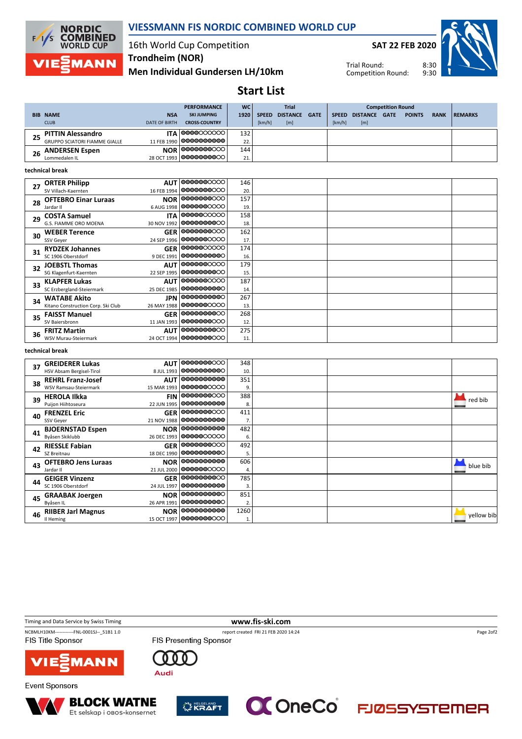# VIESSMANN FIS NORDIC COMBINED WORLD CUP

16th World Cup Competition

**Trondheim (NOR)**

**Men Individual Gundersen LH/10km**

**SAT 22 FEB 2020**

Trial Round: 8:30

Competition Round: 9:30

## Start List

| BIB | NAME / CLUB | NSA / DATE OF BIRTH | PERFORMANCE SKI JUMPING / CROSS-COUNTRY | WC 1920 | Trial SPEED [km/h] | Trial DISTANCE [m] | Trial GATE | Competition Round SPEED [km/h] | Competition Round DISTANCE [m] | Competition Round GATE | POINTS | RANK | REMARKS |
|---|---|---|---|---|---|---|---|---|---|---|---|---|---|
| 25 | **PITTIN Alessandro** GRUPPO SCIATORI FIAMME GIALLE | **ITA** 11 FEB 1990 | | 132 22. | | | | | | | | | |
| 26 | **ANDERSEN Espen** Lommedalen IL | **NOR** 28 OCT 1993 | | 144 21. | | | | | | | | | |
| technical break | | | | | | | | | | | | | |
| 27 | **ORTER Philipp** SV Villach-Kaernten | **AUT** 16 FEB 1994 | | 146 20. | | | | | | | | | |
| 28 | **OFTEBRO Einar Luraas** Jardar Il | **NOR** 6 AUG 1998 | | 157 19. | | | | | | | | | |
| 29 | **COSTA Samuel** G.S. FIAMME ORO MOENA | **ITA** 30 NOV 1992 | | 158 18. | | | | | | | | | |
| 30 | **WEBER Terence** SSV Geyer | **GER** 24 SEP 1996 | | 162 17. | | | | | | | | | |
| 31 | **RYDZEK Johannes** SC 1906 Oberstdorf | **GER** 9 DEC 1991 | | 174 16. | | | | | | | | | |
| 32 | **JOEBSTL Thomas** SG Klagenfurt-Kaernten | **AUT** 22 SEP 1995 | | 179 15. | | | | | | | | | |
| 33 | **KLAPFER Lukas** SC Erzbergland-Steiermark | **AUT** 25 DEC 1985 | | 187 14. | | | | | | | | | |
| 34 | **WATABE Akito** Kitano Construction Corp. Ski Club | **JPN** 26 MAY 1988 | | 267 13. | | | | | | | | | |
| 35 | **FAISST Manuel** SV Baiersbronn | **GER** 11 JAN 1993 | | 268 12. | | | | | | | | | |
| 36 | **FRITZ Martin** WSV Murau-Steiermark | **AUT** 24 OCT 1994 | | 275 11. | | | | | | | | | |
| technical break | | | | | | | | | | | | | |
| 37 | **GREIDERER Lukas** HSV Absam Bergisel-Tirol | **AUT** 8 JUL 1993 | | 348 10. | | | | | | | | | |
| 38 | **REHRL Franz-Josef** WSV Ramsau-Steiermark | **AUT** 15 MAR 1993 | | 351 9. | | | | | | | | | |
| 39 | **HEROLA Ilkka** Puijon Hiihtoseura | **FIN** 22 JUN 1995 | | 388 8. | | | | | | | | | red bib |
| 40 | **FRENZEL Eric** SSV Geyer | **GER** 21 NOV 1988 | | 411 7. | | | | | | | | | |
| 41 | **BJOERNSTAD Espen** Byåsen Skiklubb | **NOR** 26 DEC 1993 | | 482 6. | | | | | | | | | |
| 42 | **RIESSLE Fabian** SZ Breitnau | **GER** 18 DEC 1990 | | 492 5. | | | | | | | | | |
| 43 | **OFTEBRO Jens Luraas** Jardar Il | **NOR** 21 JUL 2000 | | 606 4. | | | | | | | | | blue bib |
| 44 | **GEIGER Vinzenz** SC 1906 Oberstdorf | **GER** 24 JUL 1997 | | 785 3. | | | | | | | | | |
| 45 | **GRAABAK Joergen** Byåsen IL | **NOR** 26 APR 1991 | | 851 2. | | | | | | | | | |
| 46 | **RIIBER Jarl Magnus** Il Heming | **NOR** 15 OCT 1997 | | 1260 1. | | | | | | | | | yellow bib |

Timing and Data Service by Swiss Timing

www.fis-ski.com

NCBMLH10KM------------FNL-0001SJ--_51B1 1.0

report created FRI 21 FEB 2020 14:24

FIS Title Sponsor: VIESSMANN

FIS Presenting Sponsor: Audi

Event Sponsors: BLOCK WATNE Et selskap i OBOS-konsernet, HELGELAND KRAFT, OneCo, FJØSSYSTEMER